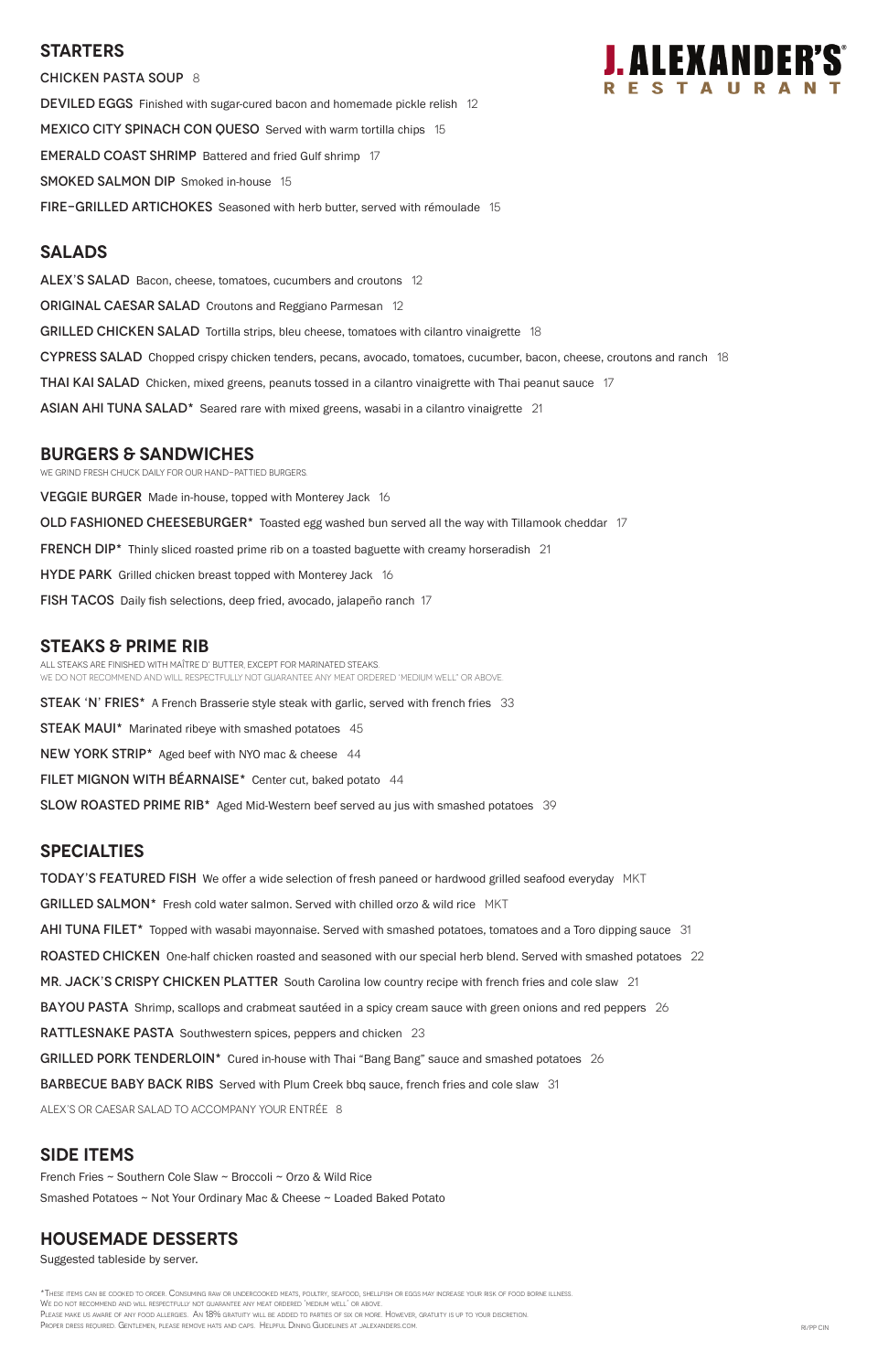# J. ALEXANDER'S RESTAURANT

## STARTERS

CHICKEN PASTA SOUP 8

DEVILED EGGS Finished with sugar-cured bacon and homemade pickle relish 12

MEXICO CITY SPINACH CON QUESO Served with warm tortilla chips 15

EMERALD COAST SHRIMP Battered and fried Gulf shrimp 17

SMOKED SALMON DIP Smoked in-house 15

FIRE-GRILLED ARTICHOKES Seasoned with herb butter, served with rémoulade 15

## SALADS

ALEX'S SALAD Bacon, cheese, tomatoes, cucumbers and croutons 12

ORIGINAL CAESAR SALAD Croutons and Reggiano Parmesan 12

GRILLED CHICKEN SALAD Tortilla strips, bleu cheese, tomatoes with cilantro vinaigrette 18

CYPRESS SALAD Chopped crispy chicken tenders, pecans, avocado, tomatoes, cucumber, bacon, cheese, croutons and ranch 18

THAI KAI SALAD Chicken, mixed greens, peanuts tossed in a cilantro vinaigrette with Thai peanut sauce 17

ASIAN AHI TUNA SALAD* Seared rare with mixed greens, wasabi in a cilantro vinaigrette 21

## BURGERS & SANDWICHES

WE GRIND FRESH CHUCK DAILY FOR OUR HAND-PATTIED BURGERS.

VEGGIE BURGER Made in-house, topped with Monterey Jack 16

OLD FASHIONED CHEESEBURGER* Toasted egg washed bun served all the way with Tillamook cheddar 17

FRENCH DIP* Thinly sliced roasted prime rib on a toasted baguette with creamy horseradish 21

HYDE PARK Grilled chicken breast topped with Monterey Jack 16

FISH TACOS Daily fish selections, deep fried, avocado, jalapeño ranch 17

## STEAKS & PRIME RIB

ALL STEAKS ARE FINISHED WITH MAÎTRE D' BUTTER, EXCEPT FOR MARINATED STEAKS.
WE DO NOT RECOMMEND AND WILL RESPECTFULLY NOT GUARANTEE ANY MEAT ORDERED "MEDIUM WELL" OR ABOVE.

STEAK 'N' FRIES* A French Brasserie style steak with garlic, served with french fries 33

STEAK MAUI* Marinated ribeye with smashed potatoes 45

NEW YORK STRIP* Aged beef with NYO mac & cheese 44

FILET MIGNON WITH BÉARNAISE* Center cut, baked potato 44

SLOW ROASTED PRIME RIB* Aged Mid-Western beef served au jus with smashed potatoes 39

## SPECIALTIES

TODAY'S FEATURED FISH We offer a wide selection of fresh paneed or hardwood grilled seafood everyday MKT

GRILLED SALMON* Fresh cold water salmon. Served with chilled orzo & wild rice MKT

AHI TUNA FILET* Topped with wasabi mayonnaise. Served with smashed potatoes, tomatoes and a Toro dipping sauce 31

ROASTED CHICKEN One-half chicken roasted and seasoned with our special herb blend. Served with smashed potatoes 22

MR. JACK'S CRISPY CHICKEN PLATTER South Carolina low country recipe with french fries and cole slaw 21

BAYOU PASTA Shrimp, scallops and crabmeat sautéed in a spicy cream sauce with green onions and red peppers 26

RATTLESNAKE PASTA Southwestern spices, peppers and chicken 23

GRILLED PORK TENDERLOIN* Cured in-house with Thai "Bang Bang" sauce and smashed potatoes 26

BARBECUE BABY BACK RIBS Served with Plum Creek bbq sauce, french fries and cole slaw 31

ALEX'S OR CAESAR SALAD TO ACCOMPANY YOUR ENTRÉE 8

## SIDE ITEMS

French Fries ~ Southern Cole Slaw ~ Broccoli ~ Orzo & Wild Rice
Smashed Potatoes ~ Not Your Ordinary Mac & Cheese ~ Loaded Baked Potato

## HOUSEMADE DESSERTS

Suggested tableside by server.

*These items can be cooked to order. Consuming raw or undercooked meats, poultry, seafood, shellfish or eggs may increase your risk of food borne illness.
We do not recommend and will respectfully not guarantee any meat ordered 'medium well' or above.
Please make us aware of any food allergies. An 18% gratuity will be added to parties of six or more. However, gratuity is up to your discretion.
Proper dress required. Gentlemen, please remove hats and caps. Helpful Dining Guidelines at jalexanders.com.

RI/PP CIN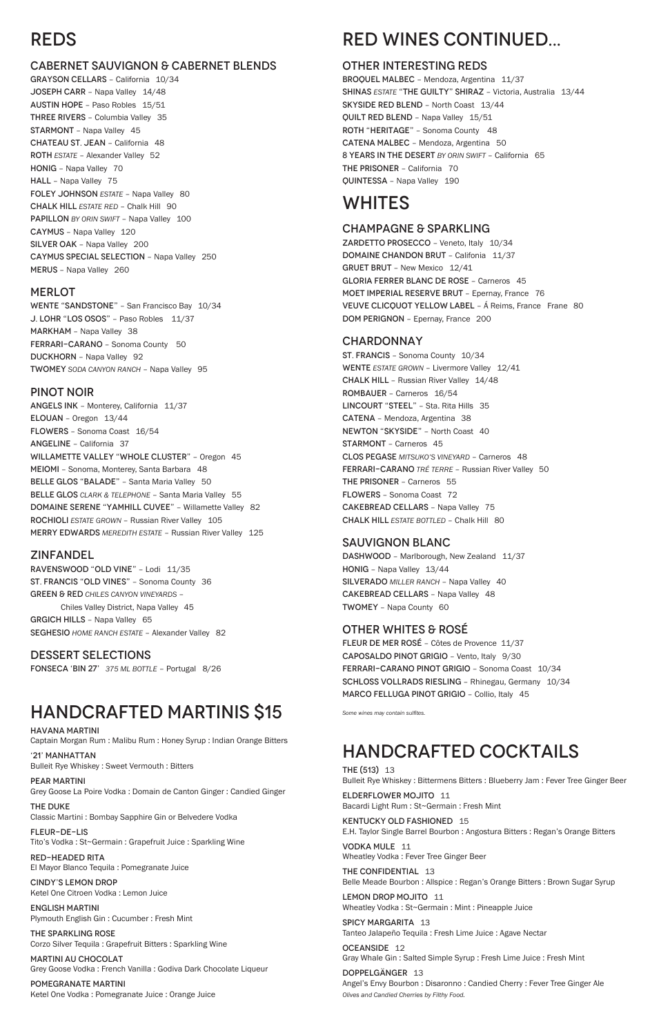# REDS

## CABERNET SAUVIGNON & CABERNET BLENDS

GRAYSON CELLARS – California 10/34
JOSEPH CARR – Napa Valley 14/48
AUSTIN HOPE – Paso Robles 15/51
THREE RIVERS – Columbia Valley 35
STARMONT – Napa Valley 45
CHATEAU ST. JEAN – California 48
ROTH *ESTATE* – Alexander Valley 52
HONIG – Napa Valley 70
HALL – Napa Valley 75
FOLEY JOHNSON *ESTATE* – Napa Valley 80
CHALK HILL *ESTATE RED* – Chalk Hill 90
PAPILLON *BY ORIN SWIFT* – Napa Valley 100
CAYMUS – Napa Valley 120
SILVER OAK – Napa Valley 200
CAYMUS SPECIAL SELECTION – Napa Valley 250
MERUS – Napa Valley 260

## MERLOT

WENTE "SANDSTONE" – San Francisco Bay 10/34
J. LOHR "LOS OSOS" – Paso Robles 11/37
MARKHAM – Napa Valley 38
FERRARI–CARANO – Sonoma County 50
DUCKHORN – Napa Valley 92
TWOMEY *SODA CANYON RANCH* – Napa Valley 95

## PINOT NOIR

ANGELS INK – Monterey, California 11/37
ELOUAN – Oregon 13/44
FLOWERS – Sonoma Coast 16/54
ANGELINE – California 37
WILLAMETTE VALLEY "WHOLE CLUSTER" – Oregon 45
MEIOMI – Sonoma, Monterey, Santa Barbara 48
BELLE GLOS "BALADE" – Santa Maria Valley 50
BELLE GLOS *CLARK & TELEPHONE* – Santa Maria Valley 55
DOMAINE SERENE "YAMHILL CUVEE" – Willamette Valley 82
ROCHIOLI *ESTATE GROWN* – Russian River Valley 105
MERRY EDWARDS *MEREDITH ESTATE* – Russian River Valley 125

## ZINFANDEL

RAVENSWOOD "OLD VINE" – Lodi 11/35
ST. FRANCIS "OLD VINES" – Sonoma County 36
GREEN & RED *CHILES CANYON VINEYARDS* – Chiles Valley District, Napa Valley 45
GRGICH HILLS – Napa Valley 65
SEGHESIO *HOME RANCH ESTATE* – Alexander Valley 82

## DESSERT SELECTIONS

FONSECA 'BIN 27' *375 ML BOTTLE* – Portugal 8/26

# RED WINES CONTINUED...

## OTHER INTERESTING REDS

BROQUEL MALBEC – Mendoza, Argentina 11/37
SHINAS *ESTATE* "THE GUILTY" SHIRAZ – Victoria, Australia 13/44
SKYSIDE RED BLEND – North Coast 13/44
QUILT RED BLEND – Napa Valley 15/51
ROTH "HERITAGE" – Sonoma County 48
CATENA MALBEC – Mendoza, Argentina 50
8 YEARS IN THE DESERT *BY ORIN SWIFT* – California 65
THE PRISONER – California 70
QUINTESSA – Napa Valley 190

# WHITES

## CHAMPAGNE & SPARKLING

ZARDETTO PROSECCO – Veneto, Italy 10/34
DOMAINE CHANDON BRUT – Califonia 11/37
GRUET BRUT – New Mexico 12/41
GLORIA FERRER BLANC DE ROSE – Carneros 45
MOET IMPERIAL RESERVE BRUT – Epernay, France 76
VEUVE CLICQUOT YELLOW LABEL – Á Reims, France Frane 80
DOM PERIGNON – Epernay, France 200

## CHARDONNAY

ST. FRANCIS – Sonoma County 10/34
WENTE *ESTATE GROWN* – Livermore Valley 12/41
CHALK HILL – Russian River Valley 14/48
ROMBAUER – Carneros 16/54
LINCOURT "STEEL" – Sta. Rita Hills 35
CATENA – Mendoza, Argentina 38
NEWTON "SKYSIDE" – North Coast 40
STARMONT – Carneros 45
CLOS PEGASE *MITSUKO'S VINEYARD* – Carneros 48
FERRARI–CARANO *TRÉ TERRE* – Russian River Valley 50
THE PRISONER – Carneros 55
FLOWERS – Sonoma Coast 72
CAKEBREAD CELLARS – Napa Valley 75
CHALK HILL *ESTATE BOTTLED* – Chalk Hill 80

## SAUVIGNON BLANC

DASHWOOD – Marlborough, New Zealand 11/37
HONIG – Napa Valley 13/44
SILVERADO *MILLER RANCH* – Napa Valley 40
CAKEBREAD CELLARS – Napa Valley 48
TWOMEY – Napa County 60

## OTHER WHITES & ROSÉ

FLEUR DE MER ROSÉ – Côtes de Provence 11/37
CAPOSALDO PINOT GRIGIO – Vento, Italy 9/30
FERRARI–CARANO PINOT GRIGIO – Sonoma Coast 10/34
SCHLOSS VOLLRADS RIESLING – Rhinegau, Germany 10/34
MARCO FELLUGA PINOT GRIGIO – Collio, Italy 45

*Some wines may contain sulfites.*

# HANDCRAFTED MARTINIS $15

**HAVANA MARTINI**
Captain Morgan Rum : Malibu Rum : Honey Syrup : Indian Orange Bitters

**'21' MANHATTAN**
Bulleit Rye Whiskey : Sweet Vermouth : Bitters

**PEAR MARTINI**
Grey Goose La Poire Vodka : Domain de Canton Ginger : Candied Ginger

**THE DUKE**
Classic Martini : Bombay Sapphire Gin or Belvedere Vodka

**FLEUR–DE–LIS**
Tito's Vodka : St~Germain : Grapefruit Juice : Sparkling Wine

**RED–HEADED RITA**
El Mayor Blanco Tequila : Pomegranate Juice

**CINDY'S LEMON DROP**
Ketel One Citroen Vodka : Lemon Juice

**ENGLISH MARTINI**
Plymouth English Gin : Cucumber : Fresh Mint

**THE SPARKLING ROSE**
Corzo Silver Tequila : Grapefruit Bitters : Sparkling Wine

**MARTINI AU CHOCOLAT**
Grey Goose Vodka : French Vanilla : Godiva Dark Chocolate Liqueur

**POMEGRANATE MARTINI**
Ketel One Vodka : Pomegranate Juice : Orange Juice

# HANDCRAFTED COCKTAILS

**THE (513)** 13
Bulleit Rye Whiskey : Bittermens Bitters : Blueberry Jam : Fever Tree Ginger Beer

**ELDERFLOWER MOJITO** 11
Bacardi Light Rum : St~Germain : Fresh Mint

**KENTUCKY OLD FASHIONED** 15
E.H. Taylor Single Barrel Bourbon : Angostura Bitters : Regan's Orange Bitters

**VODKA MULE** 11
Wheatley Vodka : Fever Tree Ginger Beer

**THE CONFIDENTIAL** 13
Belle Meade Bourbon : Allspice : Regan's Orange Bitters : Brown Sugar Syrup

**LEMON DROP MOJITO** 11
Wheatley Vodka : St~Germain : Mint : Pineapple Juice

**SPICY MARGARITA** 13
Tanteo Jalapeño Tequila : Fresh Lime Juice : Agave Nectar

**OCEANSIDE** 12
Gray Whale Gin : Salted Simple Syrup : Fresh Lime Juice : Fresh Mint

**DOPPELGÄNGER** 13
Angel's Envy Bourbon : Disaronno : Candied Cherry : Fever Tree Ginger Ale

*Olives and Candied Cherries by Filthy Food.*